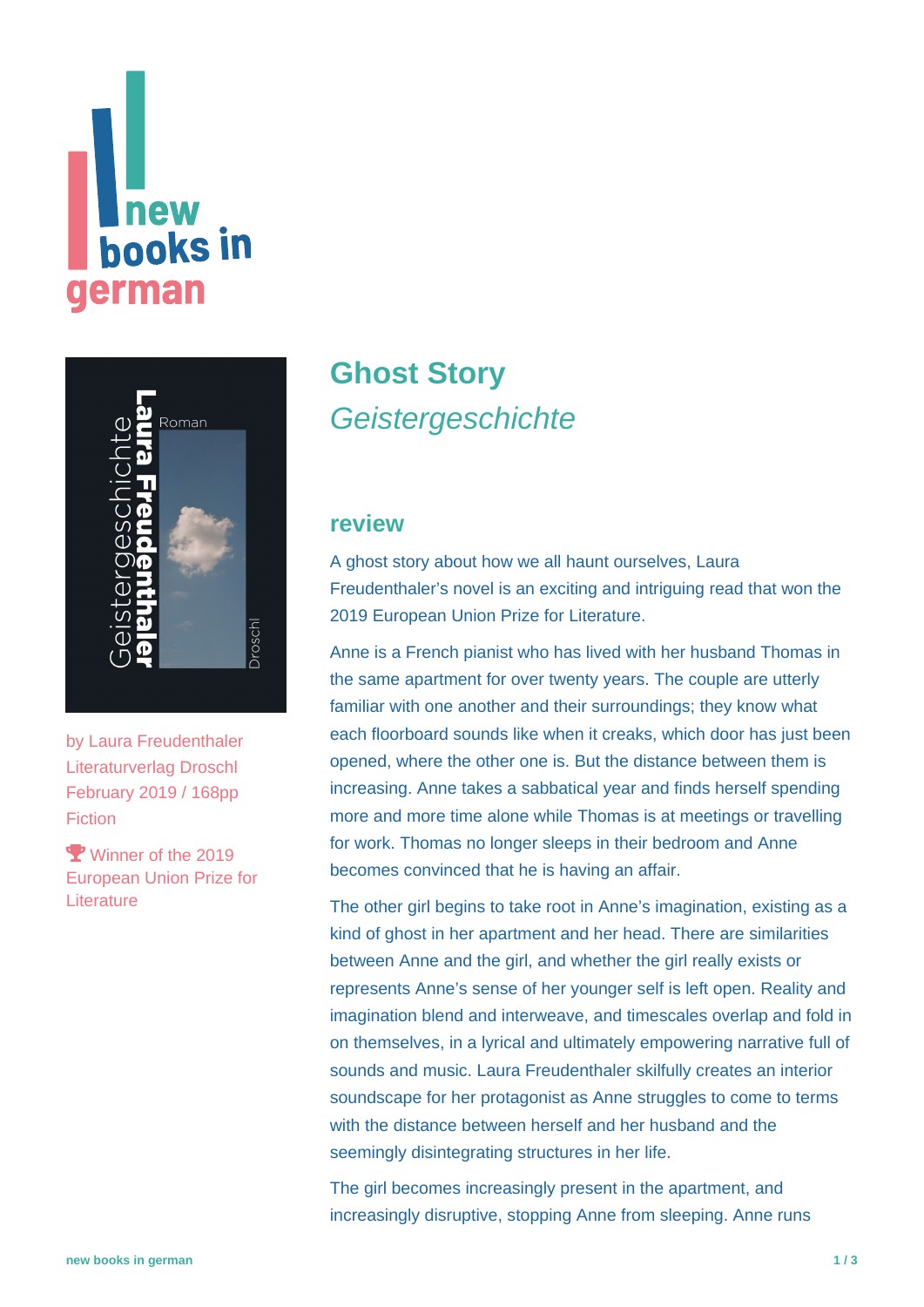# Ghost Story

*Geistergeschichte*

by Laura Freudenthaler
Literaturverlag Droschl
February 2019 / 168pp
Fiction

🏆 Winner of the 2019 European Union Prize for Literature

## review

A ghost story about how we all haunt ourselves, Laura Freudenthaler's novel is an exciting and intriguing read that won the 2019 European Union Prize for Literature.

Anne is a French pianist who has lived with her husband Thomas in the same apartment for over twenty years. The couple are utterly familiar with one another and their surroundings; they know what each floorboard sounds like when it creaks, which door has just been opened, where the other one is. But the distance between them is increasing. Anne takes a sabbatical year and finds herself spending more and more time alone while Thomas is at meetings or travelling for work. Thomas no longer sleeps in their bedroom and Anne becomes convinced that he is having an affair.

The other girl begins to take root in Anne's imagination, existing as a kind of ghost in her apartment and her head. There are similarities between Anne and the girl, and whether the girl really exists or represents Anne's sense of her younger self is left open. Reality and imagination blend and interweave, and timescales overlap and fold in on themselves, in a lyrical and ultimately empowering narrative full of sounds and music. Laura Freudenthaler skilfully creates an interior soundscape for her protagonist as Anne struggles to come to terms with the distance between herself and her husband and the seemingly disintegrating structures in her life.

The girl becomes increasingly present in the apartment, and increasingly disruptive, stopping Anne from sleeping. Anne runs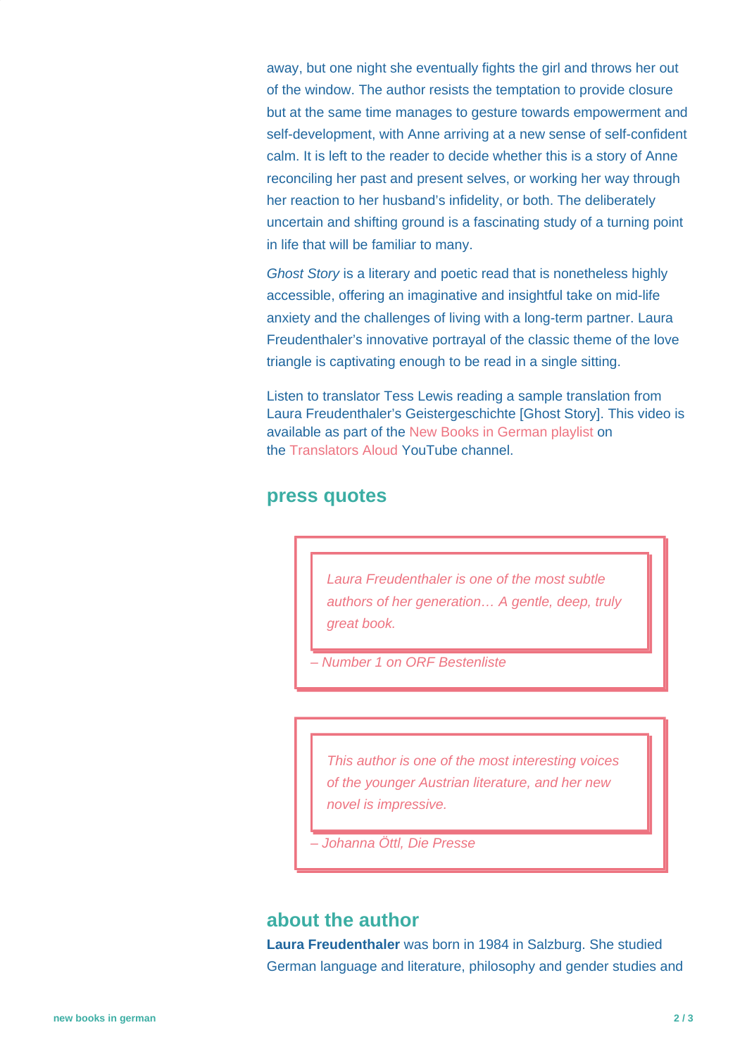away, but one night she eventually fights the girl and throws her out of the window. The author resists the temptation to provide closure but at the same time manages to gesture towards empowerment and self-development, with Anne arriving at a new sense of self-confident calm. It is left to the reader to decide whether this is a story of Anne reconciling her past and present selves, or working her way through her reaction to her husband's infidelity, or both. The deliberately uncertain and shifting ground is a fascinating study of a turning point in life that will be familiar to many.

*Ghost Story* is a literary and poetic read that is nonetheless highly accessible, offering an imaginative and insightful take on mid-life anxiety and the challenges of living with a long-term partner. Laura Freudenthaler's innovative portrayal of the classic theme of the love triangle is captivating enough to be read in a single sitting.

Listen to translator Tess Lewis reading a sample translation from Laura Freudenthaler's Geistergeschichte [Ghost Story]. This video is available as part of the New Books in German playlist on the Translators Aloud YouTube channel.

## press quotes

> *Laura Freudenthaler is one of the most subtle authors of her generation… A gentle, deep, truly great book.*
>
> *– Number 1 on ORF Bestenliste*

> *This author is one of the most interesting voices of the younger Austrian literature, and her new novel is impressive.*
>
> *– Johanna Öttl, Die Presse*

## about the author

**Laura Freudenthaler** was born in 1984 in Salzburg. She studied German language and literature, philosophy and gender studies and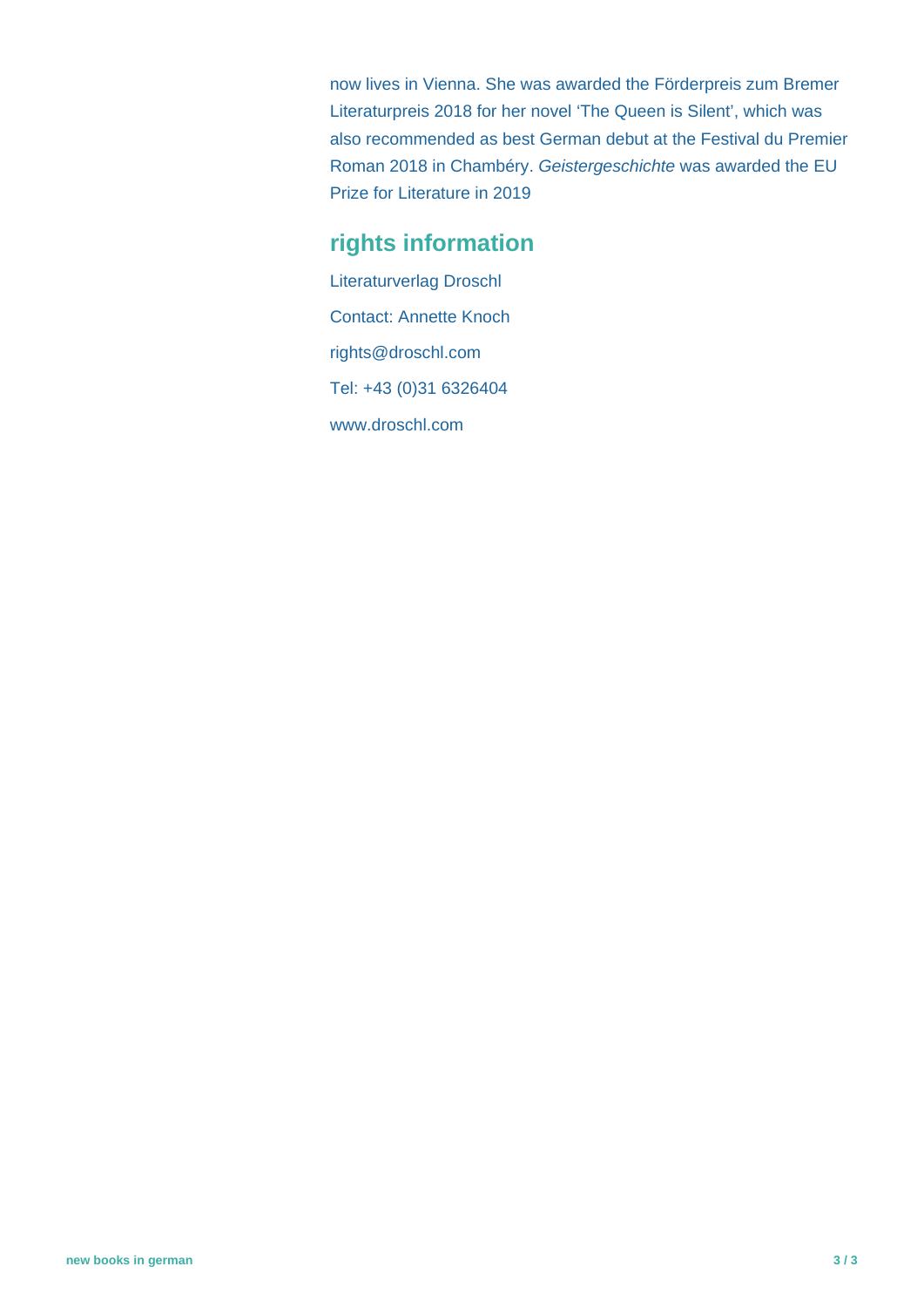now lives in Vienna. She was awarded the Förderpreis zum Bremer Literaturpreis 2018 for her novel ‘The Queen is Silent’, which was also recommended as best German debut at the Festival du Premier Roman 2018 in Chambéry. *Geistergeschichte* was awarded the EU Prize for Literature in 2019

## rights information

Literaturverlag Droschl

Contact: Annette Knoch

rights@droschl.com

Tel: +43 (0)31 6326404

www.droschl.com